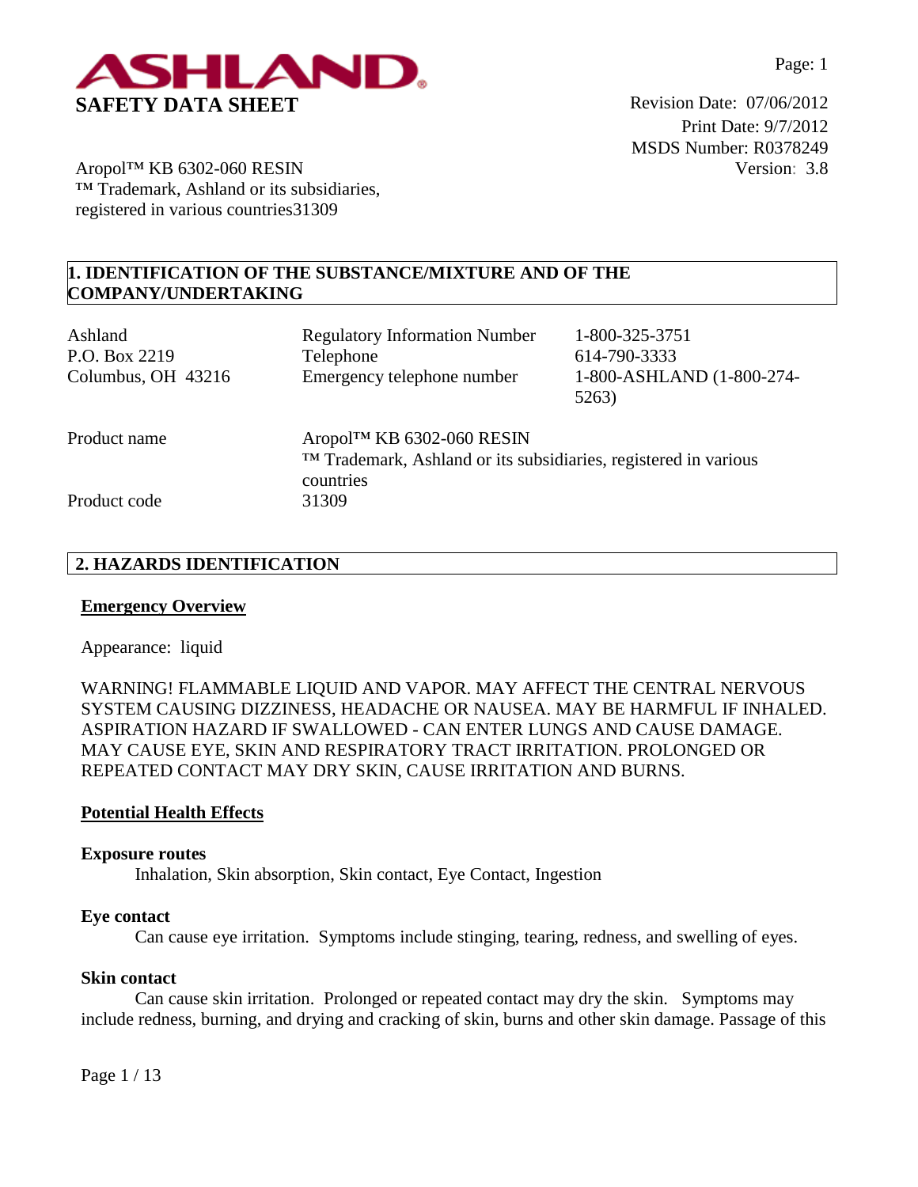ASHLAND

# SAFETY DATA SHEET

Revision Date: 07/06/2012
Print Date: 9/7/2012
MSDS Number: R0378249
Version: 3.8

Aropol™ KB 6302-060 RESIN
™ Trademark, Ashland or its subsidiaries, registered in various countries31309

## 1. IDENTIFICATION OF THE SUBSTANCE/MIXTURE AND OF THE COMPANY/UNDERTAKING

| Ashland | Regulatory Information Number | 1-800-325-3751 |
|---|---|---|
| P.O. Box 2219 | Telephone | 614-790-3333 |
| Columbus, OH 43216 | Emergency telephone number | 1-800-ASHLAND (1-800-274-5263) |

| | |
|---|---|
| Product name | Aropol™ KB 6302-060 RESIN<br>™ Trademark, Ashland or its subsidiaries, registered in various countries |
| Product code | 31309 |

## 2. HAZARDS IDENTIFICATION

### Emergency Overview

Appearance: liquid

WARNING! FLAMMABLE LIQUID AND VAPOR. MAY AFFECT THE CENTRAL NERVOUS SYSTEM CAUSING DIZZINESS, HEADACHE OR NAUSEA. MAY BE HARMFUL IF INHALED. ASPIRATION HAZARD IF SWALLOWED - CAN ENTER LUNGS AND CAUSE DAMAGE. MAY CAUSE EYE, SKIN AND RESPIRATORY TRACT IRRITATION. PROLONGED OR REPEATED CONTACT MAY DRY SKIN, CAUSE IRRITATION AND BURNS.

### Potential Health Effects

**Exposure routes**

Inhalation, Skin absorption, Skin contact, Eye Contact, Ingestion

**Eye contact**

Can cause eye irritation. Symptoms include stinging, tearing, redness, and swelling of eyes.

**Skin contact**

Can cause skin irritation. Prolonged or repeated contact may dry the skin. Symptoms may include redness, burning, and drying and cracking of skin, burns and other skin damage. Passage of this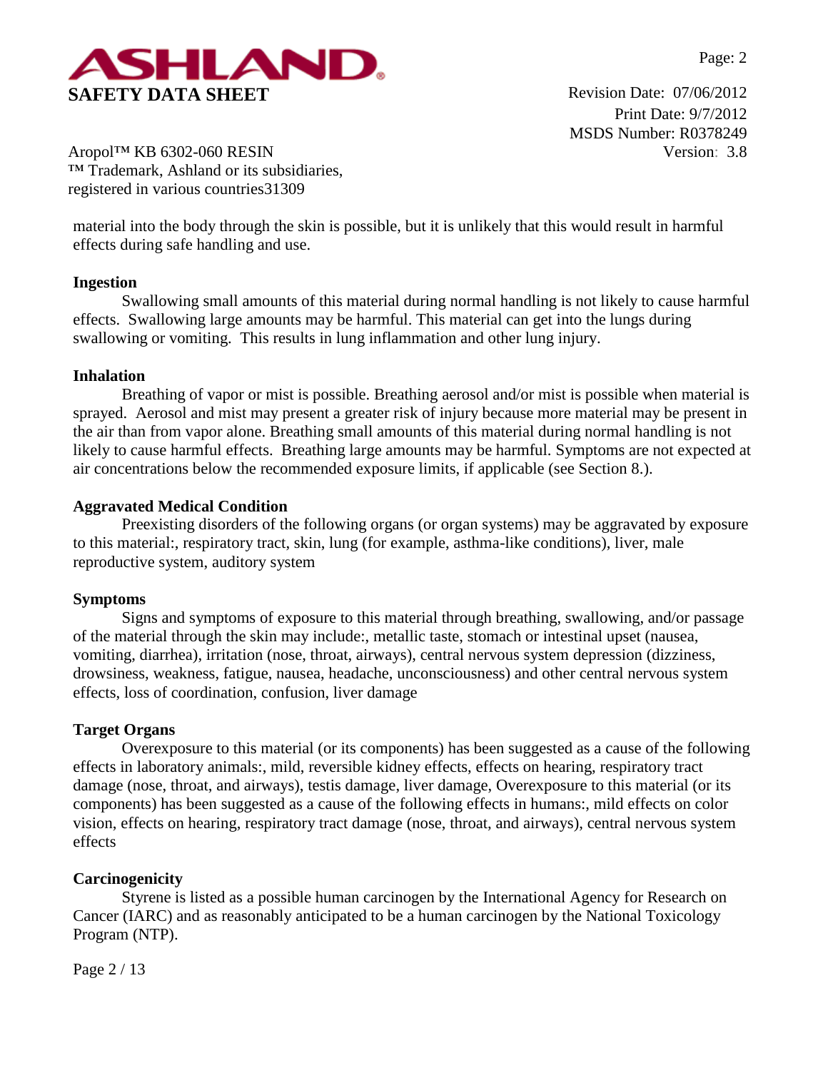material into the body through the skin is possible, but it is unlikely that this would result in harmful effects during safe handling and use.

**Ingestion**

Swallowing small amounts of this material during normal handling is not likely to cause harmful effects. Swallowing large amounts may be harmful. This material can get into the lungs during swallowing or vomiting. This results in lung inflammation and other lung injury.

**Inhalation**

Breathing of vapor or mist is possible. Breathing aerosol and/or mist is possible when material is sprayed. Aerosol and mist may present a greater risk of injury because more material may be present in the air than from vapor alone. Breathing small amounts of this material during normal handling is not likely to cause harmful effects. Breathing large amounts may be harmful. Symptoms are not expected at air concentrations below the recommended exposure limits, if applicable (see Section 8.).

**Aggravated Medical Condition**

Preexisting disorders of the following organs (or organ systems) may be aggravated by exposure to this material:, respiratory tract, skin, lung (for example, asthma-like conditions), liver, male reproductive system, auditory system

**Symptoms**

Signs and symptoms of exposure to this material through breathing, swallowing, and/or passage of the material through the skin may include:, metallic taste, stomach or intestinal upset (nausea, vomiting, diarrhea), irritation (nose, throat, airways), central nervous system depression (dizziness, drowsiness, weakness, fatigue, nausea, headache, unconsciousness) and other central nervous system effects, loss of coordination, confusion, liver damage

**Target Organs**

Overexposure to this material (or its components) has been suggested as a cause of the following effects in laboratory animals:, mild, reversible kidney effects, effects on hearing, respiratory tract damage (nose, throat, and airways), testis damage, liver damage, Overexposure to this material (or its components) has been suggested as a cause of the following effects in humans:, mild effects on color vision, effects on hearing, respiratory tract damage (nose, throat, and airways), central nervous system effects

**Carcinogenicity**

Styrene is listed as a possible human carcinogen by the International Agency for Research on Cancer (IARC) and as reasonably anticipated to be a human carcinogen by the National Toxicology Program (NTP).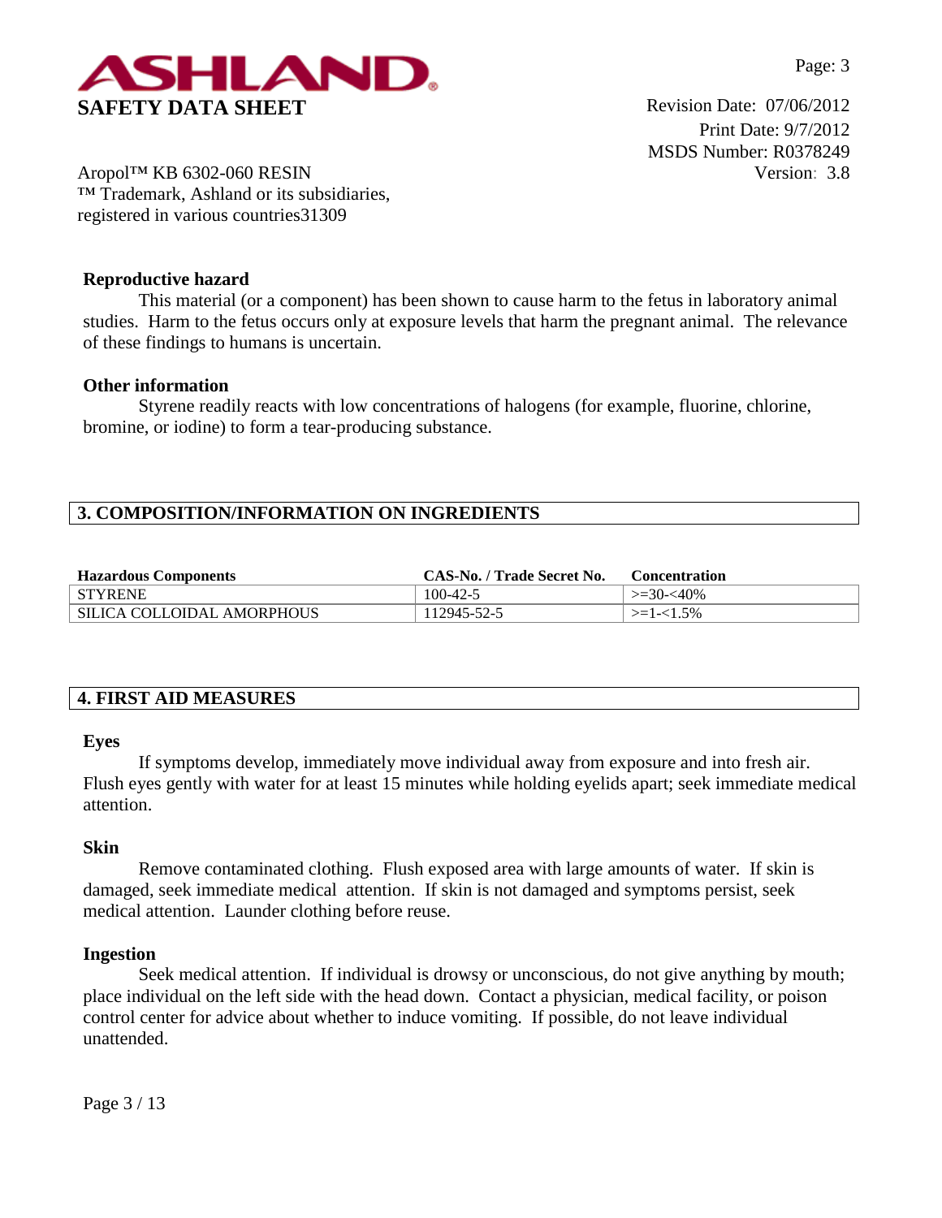**Reproductive hazard**

This material (or a component) has been shown to cause harm to the fetus in laboratory animal studies. Harm to the fetus occurs only at exposure levels that harm the pregnant animal. The relevance of these findings to humans is uncertain.

**Other information**

Styrene readily reacts with low concentrations of halogens (for example, fluorine, chlorine, bromine, or iodine) to form a tear-producing substance.

## 3. COMPOSITION/INFORMATION ON INGREDIENTS

| Hazardous Components | CAS-No. / Trade Secret No. | Concentration |
|---|---|---|
| STYRENE | 100-42-5 | >=30-<40% |
| SILICA COLLOIDAL AMORPHOUS | 112945-52-5 | >=1-<1.5% |

## 4. FIRST AID MEASURES

**Eyes**

If symptoms develop, immediately move individual away from exposure and into fresh air. Flush eyes gently with water for at least 15 minutes while holding eyelids apart; seek immediate medical attention.

**Skin**

Remove contaminated clothing. Flush exposed area with large amounts of water. If skin is damaged, seek immediate medical attention. If skin is not damaged and symptoms persist, seek medical attention. Launder clothing before reuse.

**Ingestion**

Seek medical attention. If individual is drowsy or unconscious, do not give anything by mouth; place individual on the left side with the head down. Contact a physician, medical facility, or poison control center for advice about whether to induce vomiting. If possible, do not leave individual unattended.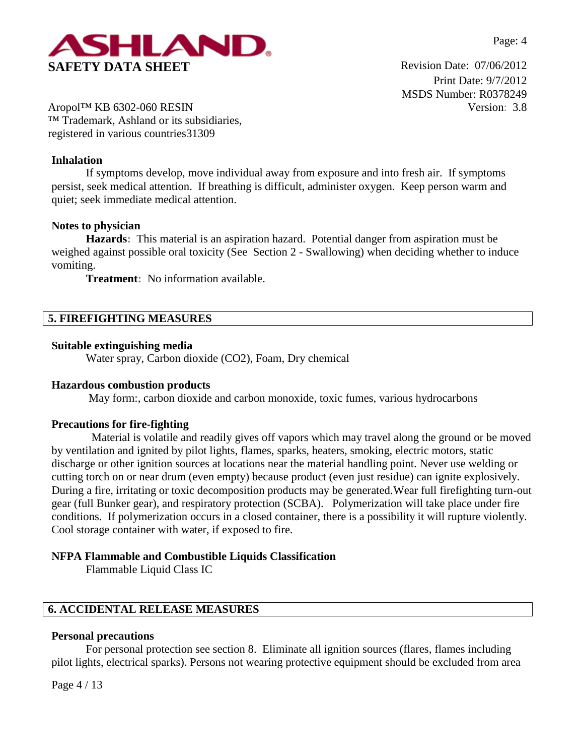**Inhalation**

If symptoms develop, move individual away from exposure and into fresh air. If symptoms persist, seek medical attention. If breathing is difficult, administer oxygen. Keep person warm and quiet; seek immediate medical attention.

**Notes to physician**

**Hazards:** This material is an aspiration hazard. Potential danger from aspiration must be weighed against possible oral toxicity (See Section 2 - Swallowing) when deciding whether to induce vomiting.

**Treatment:** No information available.

## 5. FIREFIGHTING MEASURES

**Suitable extinguishing media**

Water spray, Carbon dioxide ($CO_2$), Foam, Dry chemical

**Hazardous combustion products**

May form:, carbon dioxide and carbon monoxide, toxic fumes, various hydrocarbons

**Precautions for fire-fighting**

Material is volatile and readily gives off vapors which may travel along the ground or be moved by ventilation and ignited by pilot lights, flames, sparks, heaters, smoking, electric motors, static discharge or other ignition sources at locations near the material handling point. Never use welding or cutting torch on or near drum (even empty) because product (even just residue) can ignite explosively. During a fire, irritating or toxic decomposition products may be generated.Wear full firefighting turn-out gear (full Bunker gear), and respiratory protection (SCBA). Polymerization will take place under fire conditions. If polymerization occurs in a closed container, there is a possibility it will rupture violently. Cool storage container with water, if exposed to fire.

**NFPA Flammable and Combustible Liquids Classification**

Flammable Liquid Class IC

## 6. ACCIDENTAL RELEASE MEASURES

**Personal precautions**

For personal protection see section 8. Eliminate all ignition sources (flares, flames including pilot lights, electrical sparks). Persons not wearing protective equipment should be excluded from area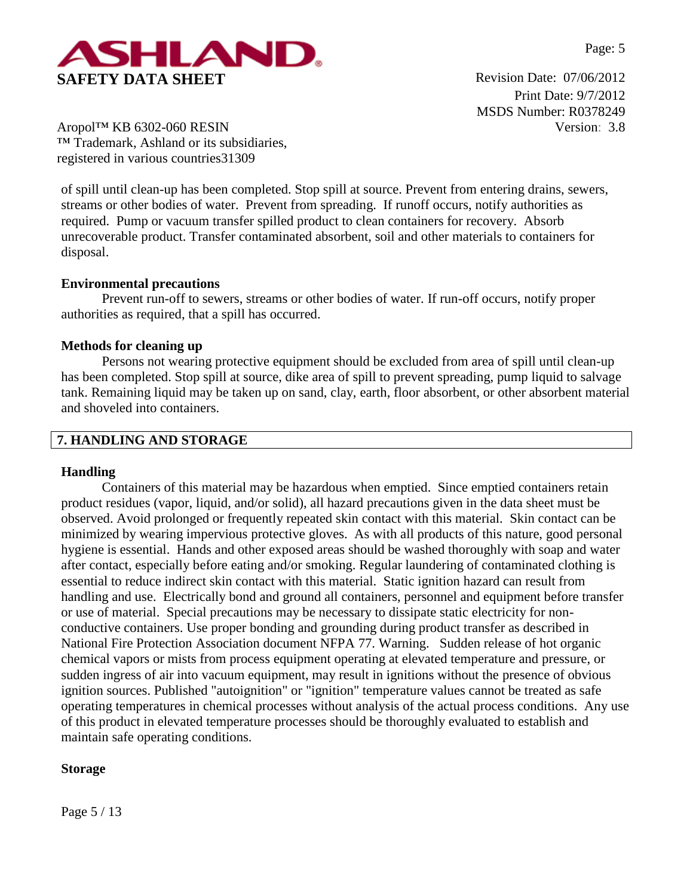of spill until clean-up has been completed. Stop spill at source. Prevent from entering drains, sewers, streams or other bodies of water. Prevent from spreading. If runoff occurs, notify authorities as required. Pump or vacuum transfer spilled product to clean containers for recovery. Absorb unrecoverable product. Transfer contaminated absorbent, soil and other materials to containers for disposal.

**Environmental precautions**

Prevent run-off to sewers, streams or other bodies of water. If run-off occurs, notify proper authorities as required, that a spill has occurred.

**Methods for cleaning up**

Persons not wearing protective equipment should be excluded from area of spill until clean-up has been completed. Stop spill at source, dike area of spill to prevent spreading, pump liquid to salvage tank. Remaining liquid may be taken up on sand, clay, earth, floor absorbent, or other absorbent material and shoveled into containers.

## 7. HANDLING AND STORAGE

**Handling**

Containers of this material may be hazardous when emptied. Since emptied containers retain product residues (vapor, liquid, and/or solid), all hazard precautions given in the data sheet must be observed. Avoid prolonged or frequently repeated skin contact with this material. Skin contact can be minimized by wearing impervious protective gloves. As with all products of this nature, good personal hygiene is essential. Hands and other exposed areas should be washed thoroughly with soap and water after contact, especially before eating and/or smoking. Regular laundering of contaminated clothing is essential to reduce indirect skin contact with this material. Static ignition hazard can result from handling and use. Electrically bond and ground all containers, personnel and equipment before transfer or use of material. Special precautions may be necessary to dissipate static electricity for non-conductive containers. Use proper bonding and grounding during product transfer as described in National Fire Protection Association document NFPA 77. Warning. Sudden release of hot organic chemical vapors or mists from process equipment operating at elevated temperature and pressure, or sudden ingress of air into vacuum equipment, may result in ignitions without the presence of obvious ignition sources. Published "autoignition" or "ignition" temperature values cannot be treated as safe operating temperatures in chemical processes without analysis of the actual process conditions. Any use of this product in elevated temperature processes should be thoroughly evaluated to establish and maintain safe operating conditions.

**Storage**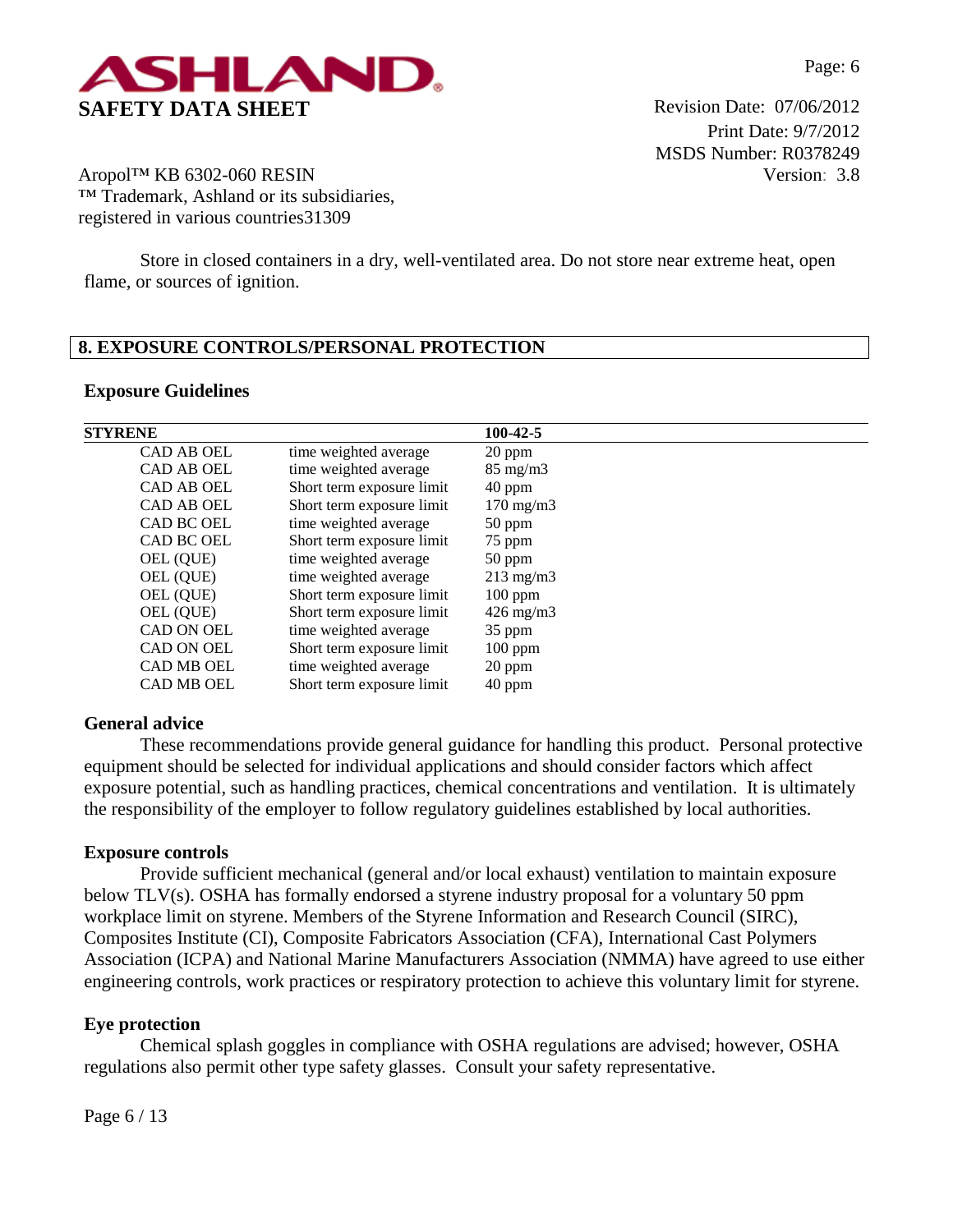Store in closed containers in a dry, well-ventilated area. Do not store near extreme heat, open flame, or sources of ignition.

## 8. EXPOSURE CONTROLS/PERSONAL PROTECTION

### Exposure Guidelines

| STYRENE | | 100-42-5 |
|---|---|---|
| CAD AB OEL | time weighted average | 20 ppm |
| CAD AB OEL | time weighted average | 85 mg/m3 |
| CAD AB OEL | Short term exposure limit | 40 ppm |
| CAD AB OEL | Short term exposure limit | 170 mg/m3 |
| CAD BC OEL | time weighted average | 50 ppm |
| CAD BC OEL | Short term exposure limit | 75 ppm |
| OEL (QUE) | time weighted average | 50 ppm |
| OEL (QUE) | time weighted average | 213 mg/m3 |
| OEL (QUE) | Short term exposure limit | 100 ppm |
| OEL (QUE) | Short term exposure limit | 426 mg/m3 |
| CAD ON OEL | time weighted average | 35 ppm |
| CAD ON OEL | Short term exposure limit | 100 ppm |
| CAD MB OEL | time weighted average | 20 ppm |
| CAD MB OEL | Short term exposure limit | 40 ppm |

### General advice

These recommendations provide general guidance for handling this product. Personal protective equipment should be selected for individual applications and should consider factors which affect exposure potential, such as handling practices, chemical concentrations and ventilation. It is ultimately the responsibility of the employer to follow regulatory guidelines established by local authorities.

### Exposure controls

Provide sufficient mechanical (general and/or local exhaust) ventilation to maintain exposure below TLV(s). OSHA has formally endorsed a styrene industry proposal for a voluntary 50 ppm workplace limit on styrene. Members of the Styrene Information and Research Council (SIRC), Composites Institute (CI), Composite Fabricators Association (CFA), International Cast Polymers Association (ICPA) and National Marine Manufacturers Association (NMMA) have agreed to use either engineering controls, work practices or respiratory protection to achieve this voluntary limit for styrene.

### Eye protection

Chemical splash goggles in compliance with OSHA regulations are advised; however, OSHA regulations also permit other type safety glasses. Consult your safety representative.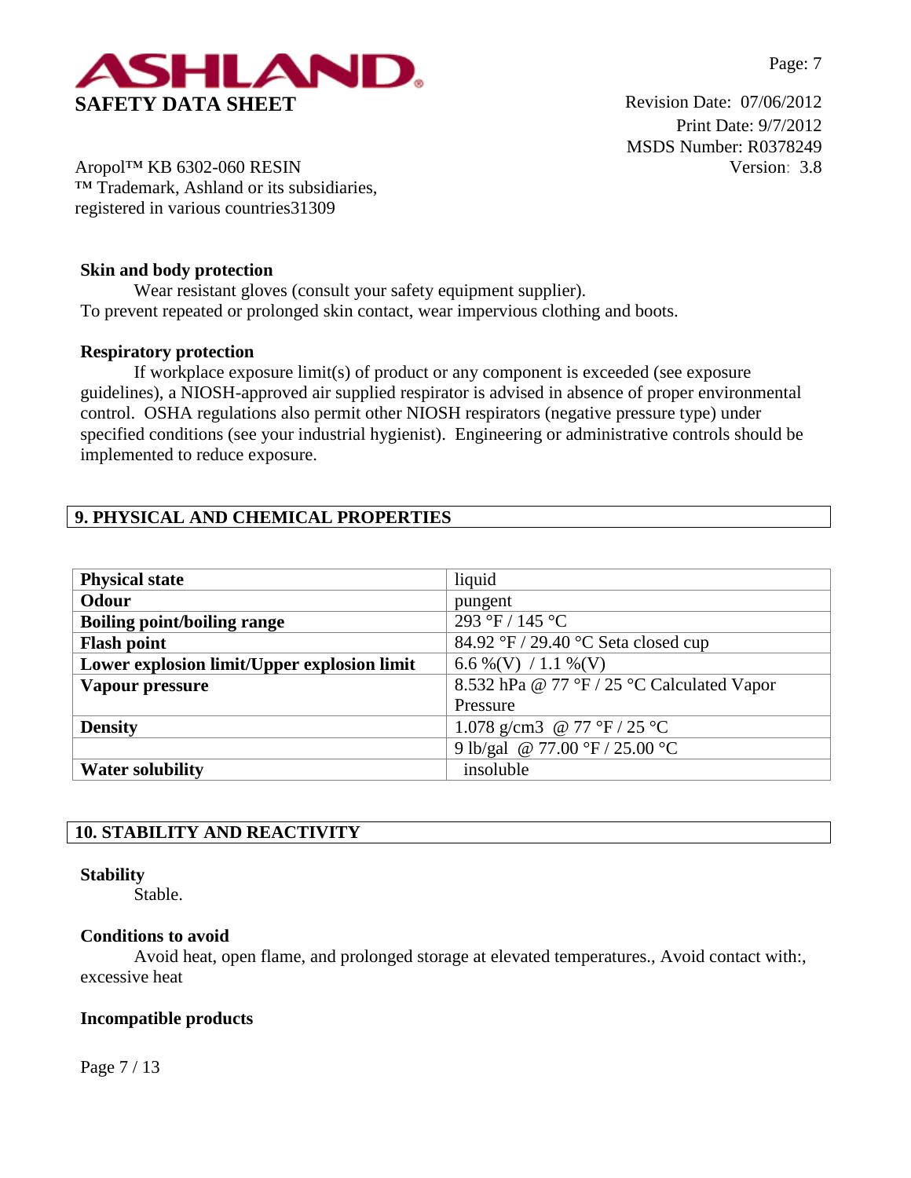**Skin and body protection**

Wear resistant gloves (consult your safety equipment supplier).
To prevent repeated or prolonged skin contact, wear impervious clothing and boots.

**Respiratory protection**

If workplace exposure limit(s) of product or any component is exceeded (see exposure guidelines), a NIOSH-approved air supplied respirator is advised in absence of proper environmental control. OSHA regulations also permit other NIOSH respirators (negative pressure type) under specified conditions (see your industrial hygienist). Engineering or administrative controls should be implemented to reduce exposure.

## 9. PHYSICAL AND CHEMICAL PROPERTIES

| | |
|---|---|
| **Physical state** | liquid |
| **Odour** | pungent |
| **Boiling point/boiling range** | 293 °F / 145 °C |
| **Flash point** | 84.92 °F / 29.40 °C Seta closed cup |
| **Lower explosion limit/Upper explosion limit** | 6.6 %(V) / 1.1 %(V) |
| **Vapour pressure** | 8.532 hPa @ 77 °F / 25 °C Calculated Vapor Pressure |
| **Density** | 1.078 g/cm3 @ 77 °F / 25 °C |
| | 9 lb/gal @ 77.00 °F / 25.00 °C |
| **Water solubility** | insoluble |

## 10. STABILITY AND REACTIVITY

**Stability**

Stable.

**Conditions to avoid**

Avoid heat, open flame, and prolonged storage at elevated temperatures., Avoid contact with:, excessive heat

**Incompatible products**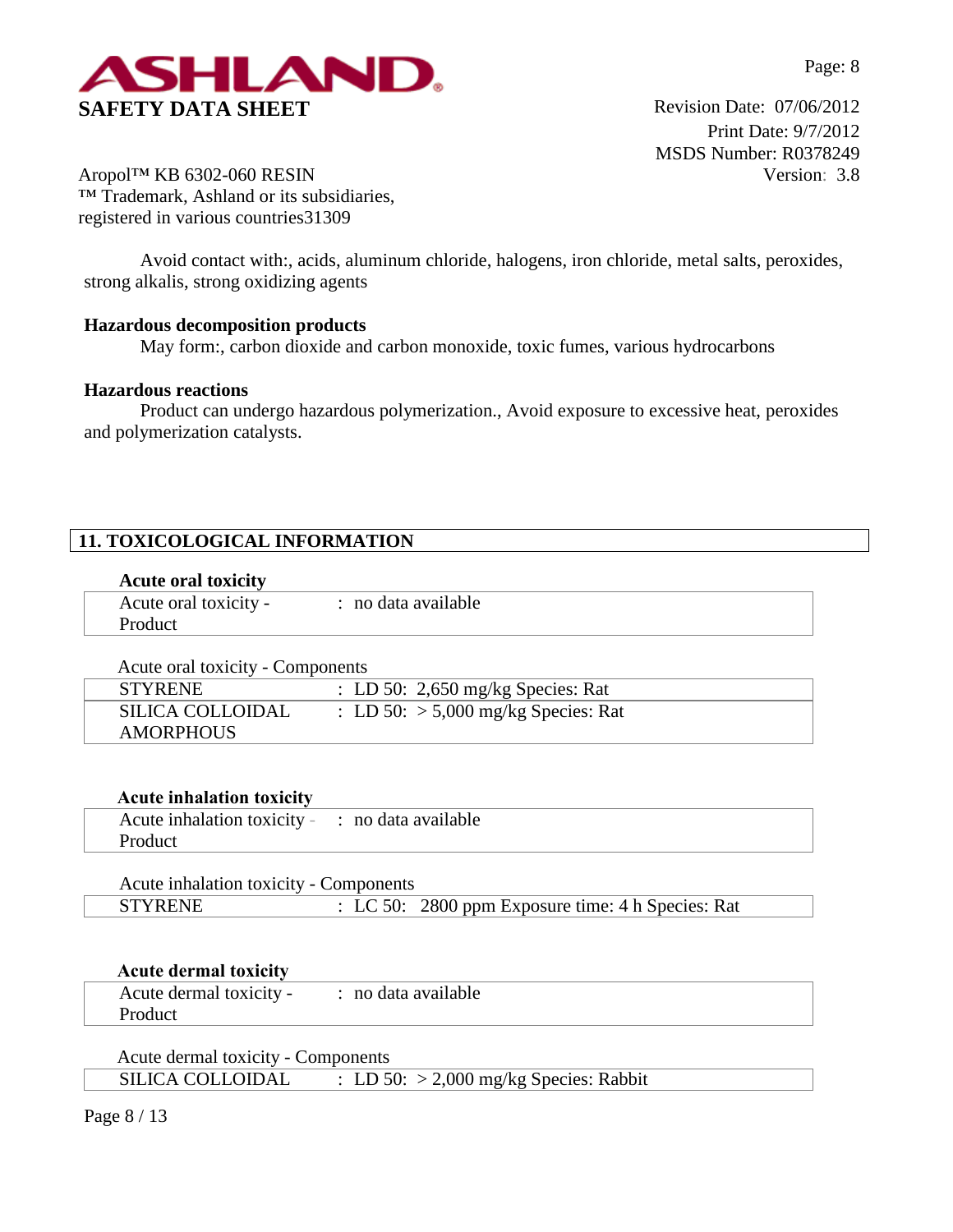Avoid contact with:, acids, aluminum chloride, halogens, iron chloride, metal salts, peroxides, strong alkalis, strong oxidizing agents

**Hazardous decomposition products**

May form:, carbon dioxide and carbon monoxide, toxic fumes, various hydrocarbons

**Hazardous reactions**

Product can undergo hazardous polymerization., Avoid exposure to excessive heat, peroxides and polymerization catalysts.

## 11. TOXICOLOGICAL INFORMATION

**Acute oral toxicity**

| | |
|---|---|
| Acute oral toxicity - Product | : no data available |

Acute oral toxicity - Components

| | |
|---|---|
| STYRENE | : LD 50: 2,650 mg/kg Species: Rat |
| SILICA COLLOIDAL AMORPHOUS | : LD 50: > 5,000 mg/kg Species: Rat |

**Acute inhalation toxicity**

| | |
|---|---|
| Acute inhalation toxicity - Product | : no data available |

Acute inhalation toxicity - Components

| | |
|---|---|
| STYRENE | : LC 50: 2800 ppm Exposure time: 4 h Species: Rat |

**Acute dermal toxicity**

| | |
|---|---|
| Acute dermal toxicity - Product | : no data available |

Acute dermal toxicity - Components

| | |
|---|---|
| SILICA COLLOIDAL | : LD 50: > 2,000 mg/kg Species: Rabbit |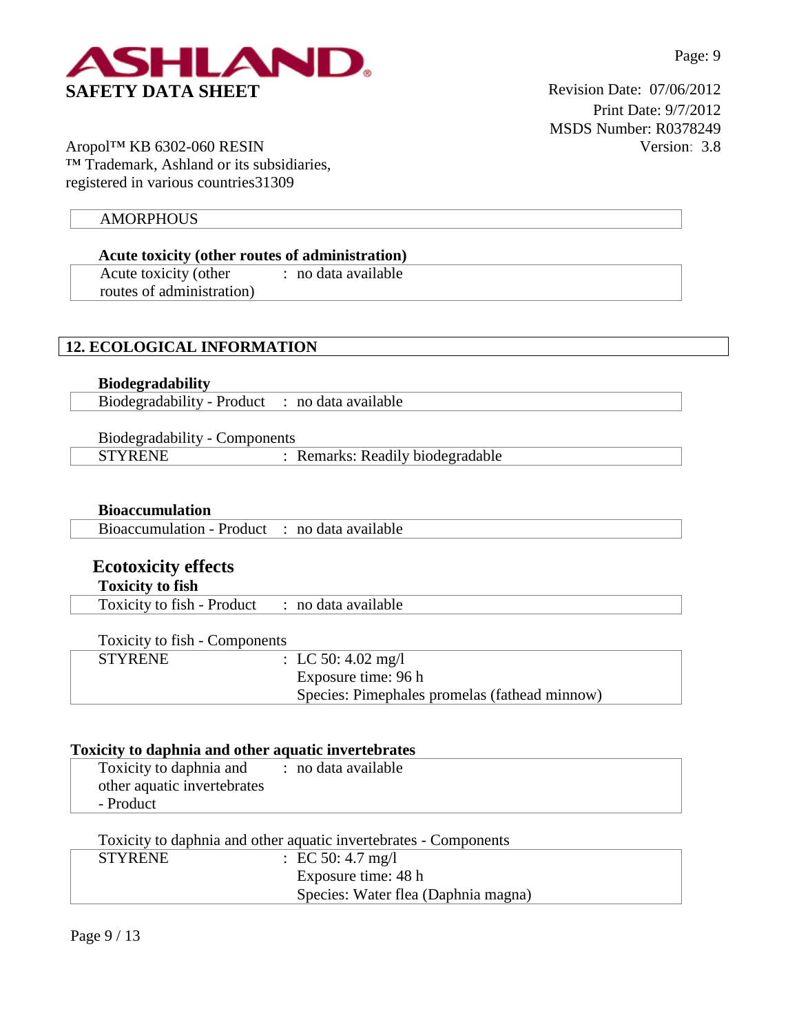| AMORPHOUS |
|---|

**Acute toxicity (other routes of administration)**

| | |
|---|---|
| Acute toxicity (other routes of administration) | : no data available |

## 12. ECOLOGICAL INFORMATION

**Biodegradability**

| | |
|---|---|
| Biodegradability - Product | : no data available |

Biodegradability - Components

| | |
|---|---|
| STYRENE | : Remarks: Readily biodegradable |

**Bioaccumulation**

| | |
|---|---|
| Bioaccumulation - Product | : no data available |

### Ecotoxicity effects

**Toxicity to fish**

| | |
|---|---|
| Toxicity to fish - Product | : no data available |

Toxicity to fish - Components

| | |
|---|---|
| STYRENE | : LC 50: 4.02 mg/l<br>Exposure time: 96 h<br>Species: Pimephales promelas (fathead minnow) |

**Toxicity to daphnia and other aquatic invertebrates**

| | |
|---|---|
| Toxicity to daphnia and other aquatic invertebrates - Product | : no data available |

Toxicity to daphnia and other aquatic invertebrates - Components

| | |
|---|---|
| STYRENE | : EC 50: 4.7 mg/l<br>Exposure time: 48 h<br>Species: Water flea (Daphnia magna) |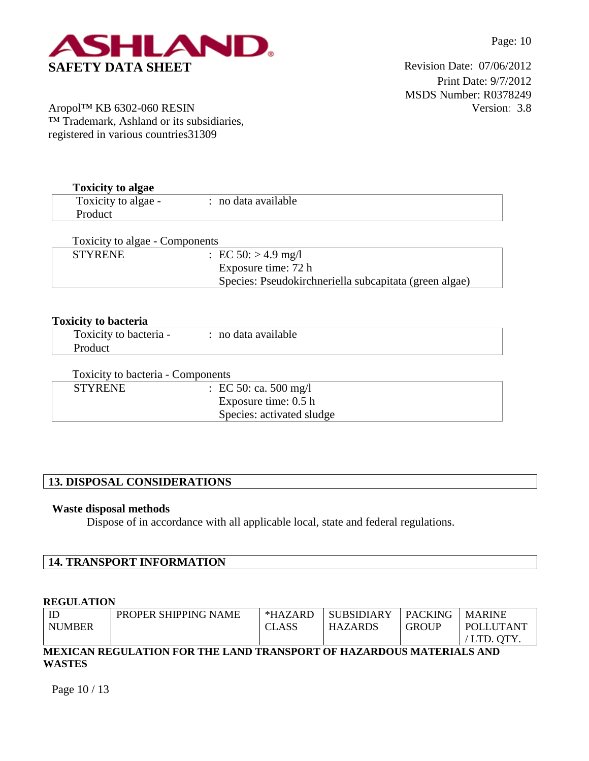**Toxicity to algae**

| Toxicity to algae - Product | : no data available |
|---|---|

Toxicity to algae - Components

| STYRENE | : EC 50: > 4.9 mg/l<br>Exposure time: 72 h<br>Species: Pseudokirchneriella subcapitata (green algae) |
|---|---|

**Toxicity to bacteria**

| Toxicity to bacteria - Product | : no data available |
|---|---|

Toxicity to bacteria - Components

| STYRENE | : EC 50: ca. 500 mg/l<br>Exposure time: 0.5 h<br>Species: activated sludge |
|---|---|

## 13. DISPOSAL CONSIDERATIONS

**Waste disposal methods**

Dispose of in accordance with all applicable local, state and federal regulations.

## 14. TRANSPORT INFORMATION

**REGULATION**

| ID NUMBER | PROPER SHIPPING NAME | *HAZARD CLASS | SUBSIDIARY HAZARDS | PACKING GROUP | MARINE POLLUTANT / LTD. QTY. |
|---|---|---|---|---|---|

**MEXICAN REGULATION FOR THE LAND TRANSPORT OF HAZARDOUS MATERIALS AND WASTES**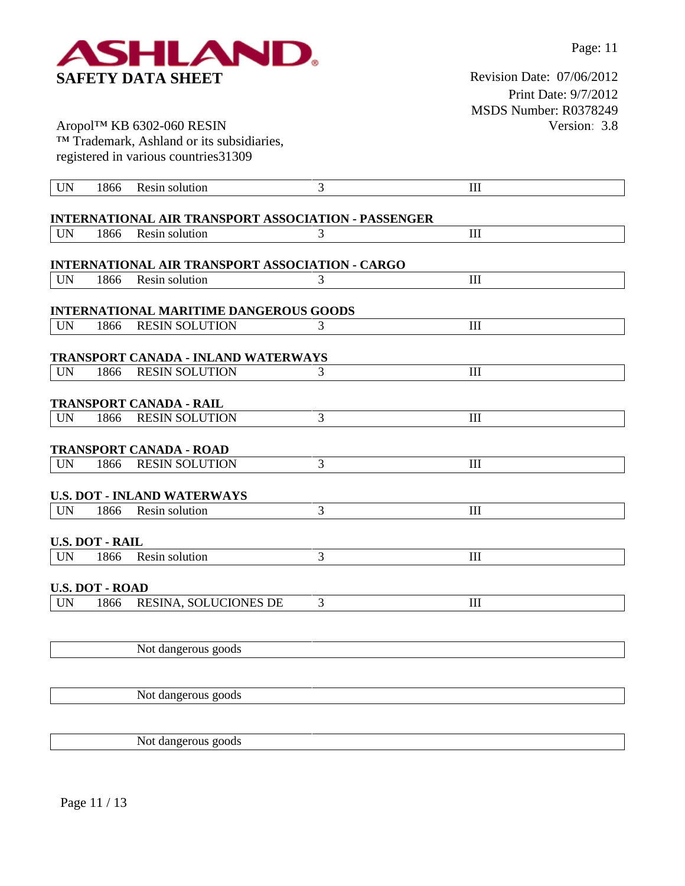| UN | 1866 | Resin solution | 3 | III |
|---|---|---|---|---|

**INTERNATIONAL AIR TRANSPORT ASSOCIATION - PASSENGER**

| UN | 1866 | Resin solution | 3 | III |
|---|---|---|---|---|

**INTERNATIONAL AIR TRANSPORT ASSOCIATION - CARGO**

| UN | 1866 | Resin solution | 3 | III |
|---|---|---|---|---|

**INTERNATIONAL MARITIME DANGEROUS GOODS**

| UN | 1866 | RESIN SOLUTION | 3 | III |
|---|---|---|---|---|

**TRANSPORT CANADA - INLAND WATERWAYS**

| UN | 1866 | RESIN SOLUTION | 3 | III |
|---|---|---|---|---|

**TRANSPORT CANADA - RAIL**

| UN | 1866 | RESIN SOLUTION | 3 | III |
|---|---|---|---|---|

**TRANSPORT CANADA - ROAD**

| UN | 1866 | RESIN SOLUTION | 3 | III |
|---|---|---|---|---|

**U.S. DOT - INLAND WATERWAYS**

| UN | 1866 | Resin solution | 3 | III |
|---|---|---|---|---|

**U.S. DOT - RAIL**

| UN | 1866 | Resin solution | 3 | III |
|---|---|---|---|---|

**U.S. DOT - ROAD**

| UN | 1866 | RESINA, SOLUCIONES DE | 3 | III |
|---|---|---|---|---|

| | Not dangerous goods | |
|---|---|---|

| | Not dangerous goods | |
|---|---|---|

| | Not dangerous goods | |
|---|---|---|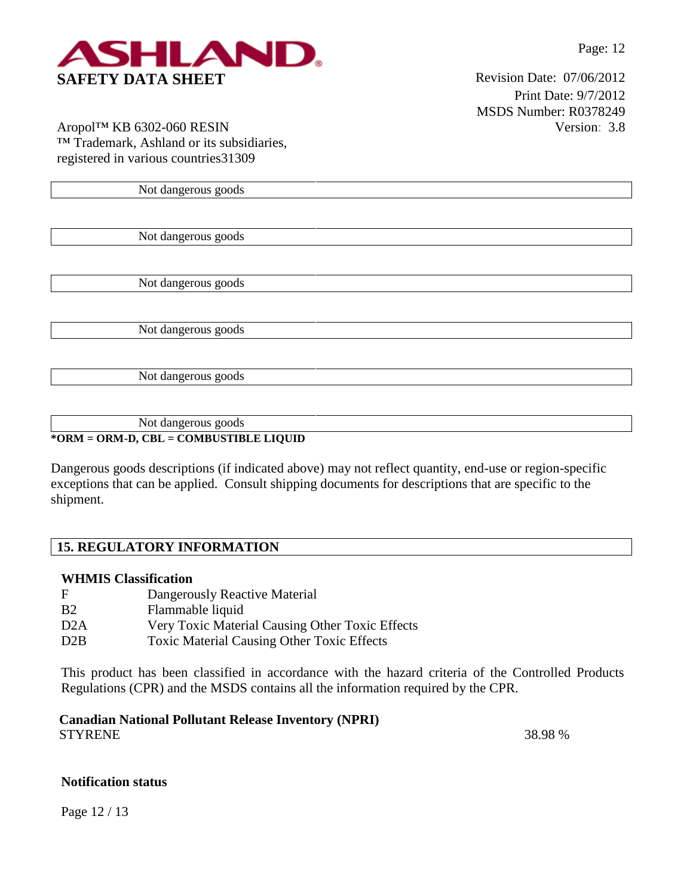| | Not dangerous goods |
|---|---|

| | Not dangerous goods |
|---|---|

| | Not dangerous goods |
|---|---|

| | Not dangerous goods |
|---|---|

| | Not dangerous goods |
|---|---|

| | Not dangerous goods |
|---|---|

***ORM = ORM-D, CBL = COMBUSTIBLE LIQUID**

Dangerous goods descriptions (if indicated above) may not reflect quantity, end-use or region-specific exceptions that can be applied. Consult shipping documents for descriptions that are specific to the shipment.

## 15. REGULATORY INFORMATION

**WHMIS Classification**

| | |
|---|---|
| F | Dangerously Reactive Material |
| B2 | Flammable liquid |
| D2A | Very Toxic Material Causing Other Toxic Effects |
| D2B | Toxic Material Causing Other Toxic Effects |

This product has been classified in accordance with the hazard criteria of the Controlled Products Regulations (CPR) and the MSDS contains all the information required by the CPR.

**Canadian National Pollutant Release Inventory (NPRI)**

| | |
|---|---|
| STYRENE | 38.98 % |

**Notification status**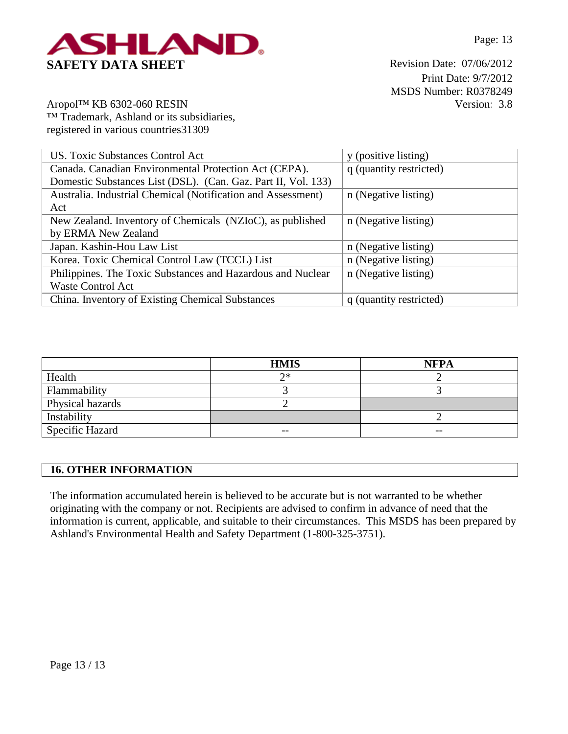| | |
|---|---|
| US. Toxic Substances Control Act | y (positive listing) |
| Canada. Canadian Environmental Protection Act (CEPA). Domestic Substances List (DSL). (Can. Gaz. Part II, Vol. 133) | q (quantity restricted) |
| Australia. Industrial Chemical (Notification and Assessment) Act | n (Negative listing) |
| New Zealand. Inventory of Chemicals (NZIoC), as published by ERMA New Zealand | n (Negative listing) |
| Japan. Kashin-Hou Law List | n (Negative listing) |
| Korea. Toxic Chemical Control Law (TCCL) List | n (Negative listing) |
| Philippines. The Toxic Substances and Hazardous and Nuclear Waste Control Act | n (Negative listing) |
| China. Inventory of Existing Chemical Substances | q (quantity restricted) |

| | HMIS | NFPA |
|---|---|---|
| Health | 2* | 2 |
| Flammability | 3 | 3 |
| Physical hazards | 2 | |
| Instability | | 2 |
| Specific Hazard | -- | -- |

## 16. OTHER INFORMATION

The information accumulated herein is believed to be accurate but is not warranted to be whether originating with the company or not. Recipients are advised to confirm in advance of need that the information is current, applicable, and suitable to their circumstances. This MSDS has been prepared by Ashland's Environmental Health and Safety Department (1-800-325-3751).